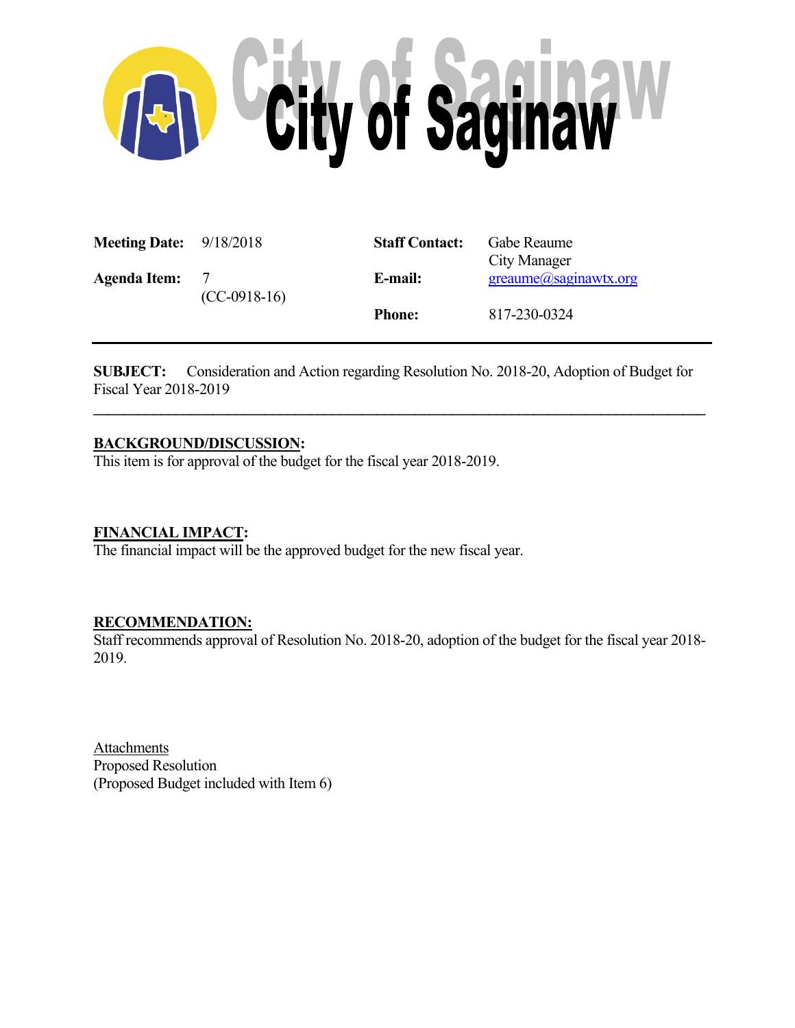# City of Saginaw

| | | | |
|---|---|---|---|
| **Meeting Date:** | 9/18/2018 | **Staff Contact:** | Gabe Reaume<br>City Manager |
| **Agenda Item:** | 7<br>(CC-0918-16) | **E-mail:** | greaume@saginawtx.org |
| | | **Phone:** | 817-230-0324 |

---

**SUBJECT:** Consideration and Action regarding Resolution No. 2018-20, Adoption of Budget for Fiscal Year 2018-2019

---

**BACKGROUND/DISCUSSION:**

This item is for approval of the budget for the fiscal year 2018-2019.

**FINANCIAL IMPACT:**

The financial impact will be the approved budget for the new fiscal year.

**RECOMMENDATION:**

Staff recommends approval of Resolution No. 2018-20, adoption of the budget for the fiscal year 2018-2019.

Attachments

Proposed Resolution

(Proposed Budget included with Item 6)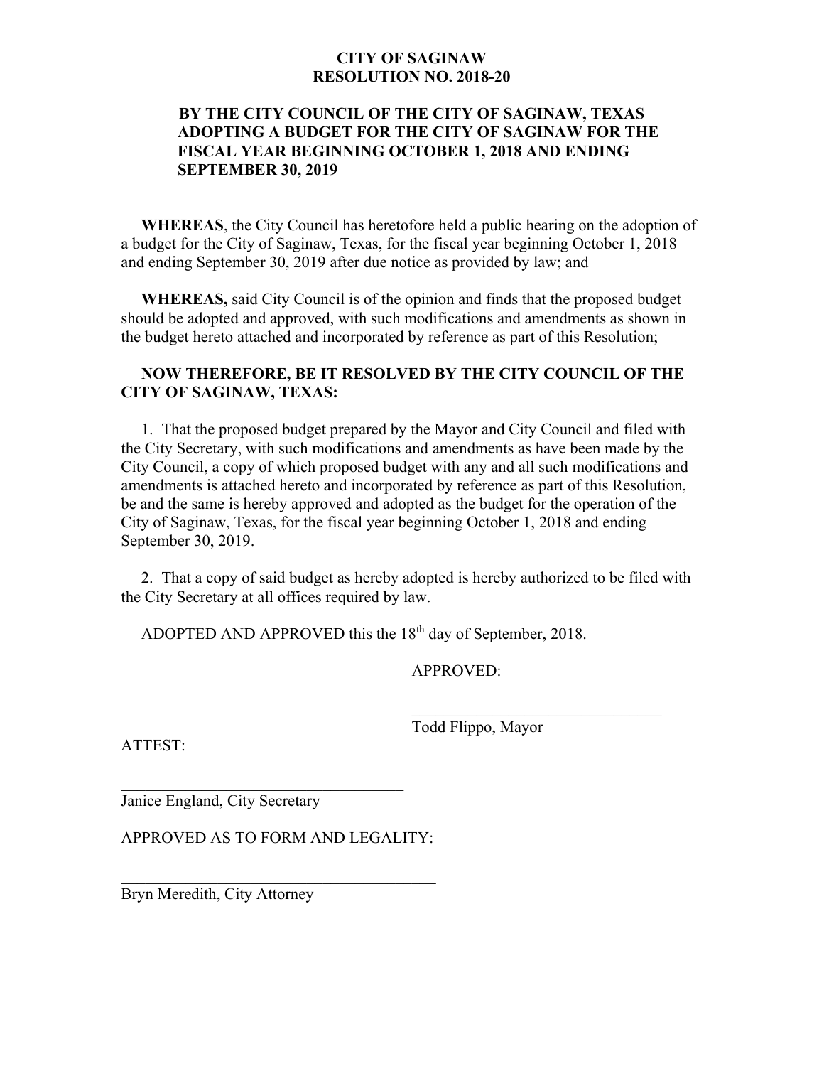**CITY OF SAGINAW**
**RESOLUTION NO. 2018-20**

**BY THE CITY COUNCIL OF THE CITY OF SAGINAW, TEXAS ADOPTING A BUDGET FOR THE CITY OF SAGINAW FOR THE FISCAL YEAR BEGINNING OCTOBER 1, 2018 AND ENDING SEPTEMBER 30, 2019**

**WHEREAS**, the City Council has heretofore held a public hearing on the adoption of a budget for the City of Saginaw, Texas, for the fiscal year beginning October 1, 2018 and ending September 30, 2019 after due notice as provided by law; and

**WHEREAS,** said City Council is of the opinion and finds that the proposed budget should be adopted and approved, with such modifications and amendments as shown in the budget hereto attached and incorporated by reference as part of this Resolution;

**NOW THEREFORE, BE IT RESOLVED BY THE CITY COUNCIL OF THE CITY OF SAGINAW, TEXAS:**

1. That the proposed budget prepared by the Mayor and City Council and filed with the City Secretary, with such modifications and amendments as have been made by the City Council, a copy of which proposed budget with any and all such modifications and amendments is attached hereto and incorporated by reference as part of this Resolution, be and the same is hereby approved and adopted as the budget for the operation of the City of Saginaw, Texas, for the fiscal year beginning October 1, 2018 and ending September 30, 2019.

2. That a copy of said budget as hereby adopted is hereby authorized to be filed with the City Secretary at all offices required by law.

ADOPTED AND APPROVED this the 18th day of September, 2018.

APPROVED:

\_\_\_\_\_\_\_\_\_\_\_\_\_\_\_\_\_\_\_\_\_\_\_\_\_\_\_\_\_\_\_\_
Todd Flippo, Mayor

ATTEST:

\_\_\_\_\_\_\_\_\_\_\_\_\_\_\_\_\_\_\_\_\_\_\_\_\_\_\_\_\_\_\_\_
Janice England, City Secretary

APPROVED AS TO FORM AND LEGALITY:

\_\_\_\_\_\_\_\_\_\_\_\_\_\_\_\_\_\_\_\_\_\_\_\_\_\_\_\_\_\_\_\_
Bryn Meredith, City Attorney